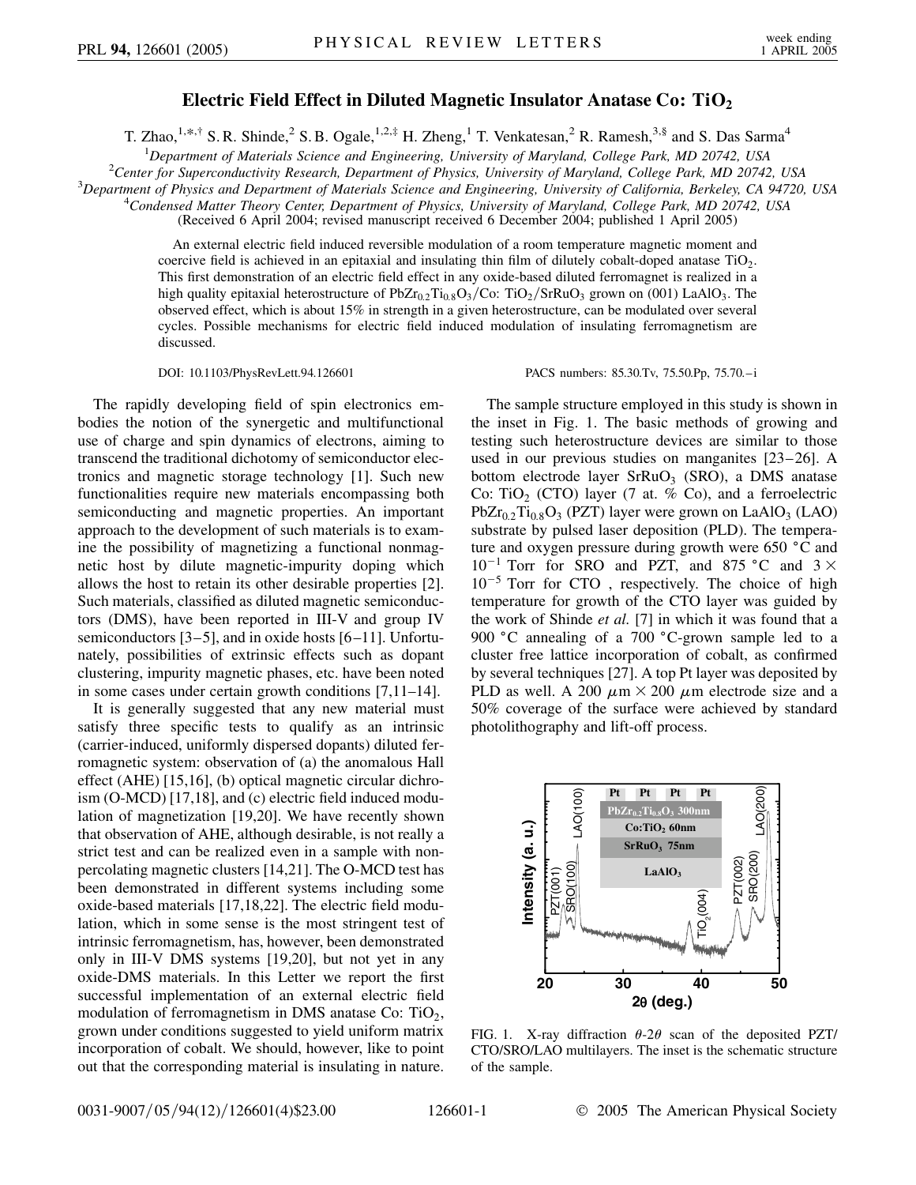# Electric Field Effect in Diluted Magnetic Insulator Anatase Co: $TiO_2$

T. Zhao,[1,*,†] S. R. Shinde,[2] S. B. Ogale,[1,2,‡] H. Zheng,[1] T. Venkatesan,[2] R. Ramesh,[3,§] and S. Das Sarma[4]

[1]Department of Materials Science and Engineering, University of Maryland, College Park, MD 20742, USA
[2]Center for Superconductivity Research, Department of Physics, University of Maryland, College Park, MD 20742, USA
[3]Department of Physics and Department of Materials Science and Engineering, University of California, Berkeley, CA 94720, USA
[4]Condensed Matter Theory Center, Department of Physics, University of Maryland, College Park, MD 20742, USA

(Received 6 April 2004; revised manuscript received 6 December 2004; published 1 April 2005)

An external electric field induced reversible modulation of a room temperature magnetic moment and coercive field is achieved in an epitaxial and insulating thin film of dilutely cobalt-doped anatase $TiO_2$. This first demonstration of an electric field effect in any oxide-based diluted ferromagnet is realized in a high quality epitaxial heterostructure of $PbZr_{0.2}Ti_{0.8}O_3$/Co: $TiO_2$/$SrRuO_3$ grown on (001) $LaAlO_3$. The observed effect, which is about 15% in strength in a given heterostructure, can be modulated over several cycles. Possible mechanisms for electric field induced modulation of insulating ferromagnetism are discussed.

DOI: 10.1103/PhysRevLett.94.126601 PACS numbers: 85.30.Tv, 75.50.Pp, 75.70.–i

The rapidly developing field of spin electronics embodies the notion of the synergetic and multifunctional use of charge and spin dynamics of electrons, aiming to transcend the traditional dichotomy of semiconductor electronics and magnetic storage technology [1]. Such new functionalities require new materials encompassing both semiconducting and magnetic properties. An important approach to the development of such materials is to examine the possibility of magnetizing a functional nonmagnetic host by dilute magnetic-impurity doping which allows the host to retain its other desirable properties [2]. Such materials, classified as diluted magnetic semiconductors (DMS), have been reported in III-V and group IV semiconductors [3–5], and in oxide hosts [6–11]. Unfortunately, possibilities of extrinsic effects such as dopant clustering, impurity magnetic phases, etc. have been noted in some cases under certain growth conditions [7,11–14].

It is generally suggested that any new material must satisfy three specific tests to qualify as an intrinsic (carrier-induced, uniformly dispersed dopants) diluted ferromagnetic system: observation of (a) the anomalous Hall effect (AHE) [15,16], (b) optical magnetic circular dichroism (O-MCD) [17,18], and (c) electric field induced modulation of magnetization [19,20]. We have recently shown that observation of AHE, although desirable, is not really a strict test and can be realized even in a sample with nonpercolating magnetic clusters [14,21]. The O-MCD test has been demonstrated in different systems including some oxide-based materials [17,18,22]. The electric field modulation, which in some sense is the most stringent test of intrinsic ferromagnetism, has, however, been demonstrated only in III-V DMS systems [19,20], but not yet in any oxide-DMS materials. In this Letter we report the first successful implementation of an external electric field modulation of ferromagnetism in DMS anatase Co: $TiO_2$, grown under conditions suggested to yield uniform matrix incorporation of cobalt. We should, however, like to point out that the corresponding material is insulating in nature.

The sample structure employed in this study is shown in the inset in Fig. 1. The basic methods of growing and testing such heterostructure devices are similar to those used in our previous studies on manganites [23–26]. A bottom electrode layer $SrRuO_3$ (SRO), a DMS anatase Co: $TiO_2$ (CTO) layer (7 at. % Co), and a ferroelectric $PbZr_{0.2}Ti_{0.8}O_3$ (PZT) layer were grown on $LaAlO_3$ (LAO) substrate by pulsed laser deposition (PLD). The temperature and oxygen pressure during growth were 650 °C and $10^{-1}$ Torr for SRO and PZT, and 875 °C and $3 \times 10^{-5}$ Torr for CTO , respectively. The choice of high temperature for growth of the CTO layer was guided by the work of Shinde *et al.* [7] in which it was found that a 900 °C annealing of a 700 °C-grown sample led to a cluster free lattice incorporation of cobalt, as confirmed by several techniques [27]. A top Pt layer was deposited by PLD as well. A 200 $\mu$m × 200 $\mu$m electrode size and a 50% coverage of the surface were achieved by standard photolithography and lift-off process.

FIG. 1. X-ray diffraction θ-2θ scan of the deposited PZT/CTO/SRO/LAO multilayers. The inset is the schematic structure of the sample.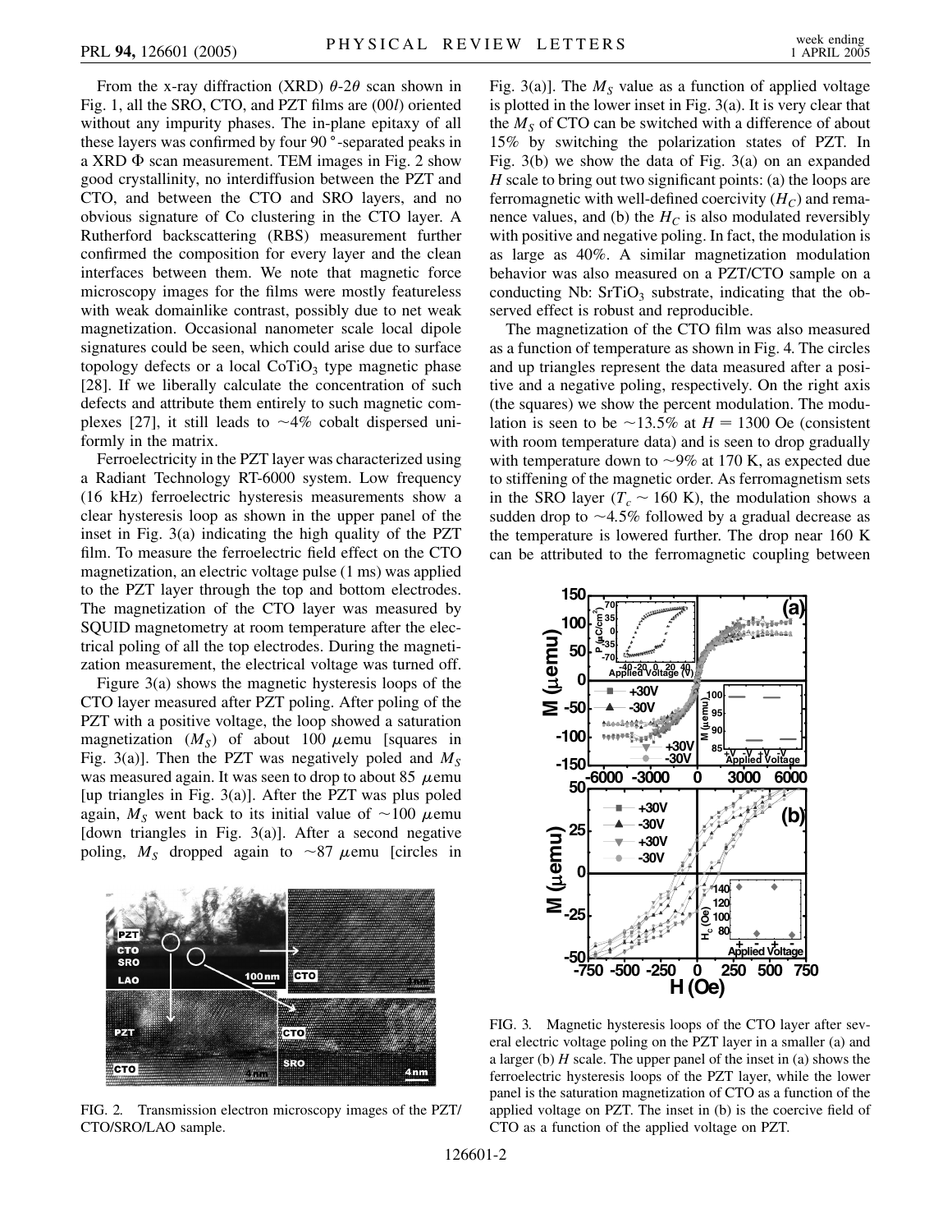From the x-ray diffraction (XRD) $\theta$-$2\theta$ scan shown in Fig. 1, all the SRO, CTO, and PZT films are (00$l$) oriented without any impurity phases. The in-plane epitaxy of all these layers was confirmed by four 90°-separated peaks in a XRD $\Phi$ scan measurement. TEM images in Fig. 2 show good crystallinity, no interdiffusion between the PZT and CTO, and between the CTO and SRO layers, and no obvious signature of Co clustering in the CTO layer. A Rutherford backscattering (RBS) measurement further confirmed the composition for every layer and the clean interfaces between them. We note that magnetic force microscopy images for the films were mostly featureless with weak domainlike contrast, possibly due to net weak magnetization. Occasional nanometer scale local dipole signatures could be seen, which could arise due to surface topology defects or a local $CoTiO_3$ type magnetic phase [28]. If we liberally calculate the concentration of such defects and attribute them entirely to such magnetic complexes [27], it still leads to ~4% cobalt dispersed uniformly in the matrix.

Ferroelectricity in the PZT layer was characterized using a Radiant Technology RT-6000 system. Low frequency (16 kHz) ferroelectric hysteresis measurements show a clear hysteresis loop as shown in the upper panel of the inset in Fig. 3(a) indicating the high quality of the PZT film. To measure the ferroelectric field effect on the CTO magnetization, an electric voltage pulse (1 ms) was applied to the PZT layer through the top and bottom electrodes. The magnetization of the CTO layer was measured by SQUID magnetometry at room temperature after the electrical poling of all the top electrodes. During the magnetization measurement, the electrical voltage was turned off.

Figure 3(a) shows the magnetic hysteresis loops of the CTO layer measured after PZT poling. After poling of the PZT with a positive voltage, the loop showed a saturation magnetization ($M_S$) of about 100 $\mu$emu [squares in Fig. 3(a)]. Then the PZT was negatively poled and $M_S$ was measured again. It was seen to drop to about 85 $\mu$emu [up triangles in Fig. 3(a)]. After the PZT was plus poled again, $M_S$ went back to its initial value of ~100 $\mu$emu [down triangles in Fig. 3(a)]. After a second negative poling, $M_S$ dropped again to ~87 $\mu$emu [circles in Fig. 3(a)]. The $M_S$ value as a function of applied voltage is plotted in the lower inset in Fig. 3(a). It is very clear that the $M_S$ of CTO can be switched with a difference of about 15% by switching the polarization states of PZT. In Fig. 3(b) we show the data of Fig. 3(a) on an expanded $H$ scale to bring out two significant points: (a) the loops are ferromagnetic with well-defined coercivity ($H_C$) and remanence values, and (b) the $H_C$ is also modulated reversibly with positive and negative poling. In fact, the modulation is as large as 40%. A similar magnetization modulation behavior was also measured on a PZT/CTO sample on a conducting Nb: $SrTiO_3$ substrate, indicating that the observed effect is robust and reproducible.

The magnetization of the CTO film was also measured as a function of temperature as shown in Fig. 4. The circles and up triangles represent the data measured after a positive and a negative poling, respectively. On the right axis (the squares) we show the percent modulation. The modulation is seen to be ~13.5% at $H = 1300$ Oe (consistent with room temperature data) and is seen to drop gradually with temperature down to ~9% at 170 K, as expected due to stiffening of the magnetic order. As ferromagnetism sets in the SRO layer ($T_c \sim 160$ K), the modulation shows a sudden drop to ~4.5% followed by a gradual decrease as the temperature is lowered further. The drop near 160 K can be attributed to the ferromagnetic coupling between

FIG. 2. Transmission electron microscopy images of the PZT/CTO/SRO/LAO sample.

FIG. 3. Magnetic hysteresis loops of the CTO layer after several electric voltage poling on the PZT layer in a smaller (a) and a larger (b) $H$ scale. The upper panel of the inset in (a) shows the ferroelectric hysteresis loops of the PZT layer, while the lower panel is the saturation magnetization of CTO as a function of the applied voltage on PZT. The inset in (b) is the coercive field of CTO as a function of the applied voltage on PZT.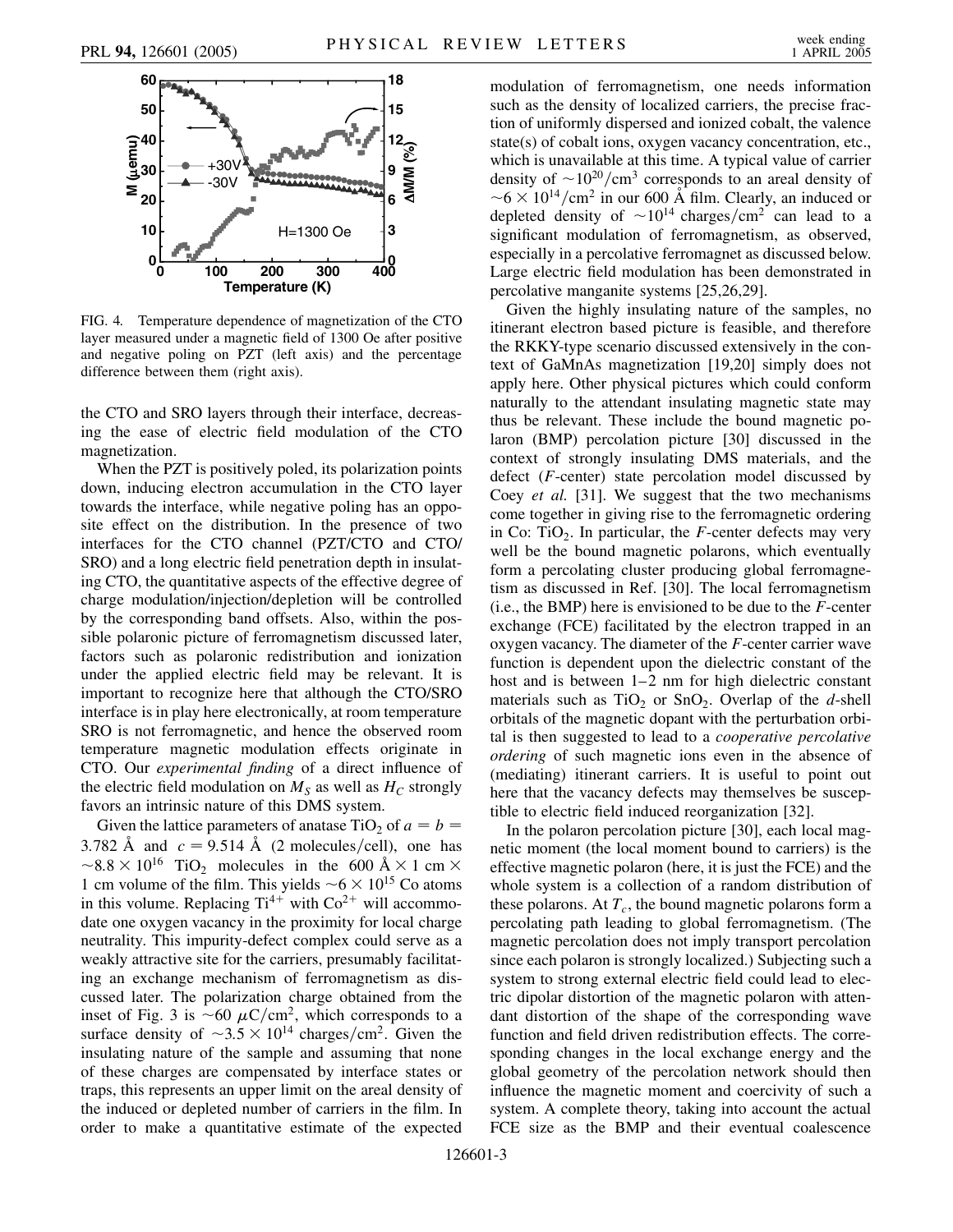FIG. 4. Temperature dependence of magnetization of the CTO layer measured under a magnetic field of 1300 Oe after positive and negative poling on PZT (left axis) and the percentage difference between them (right axis).

the CTO and SRO layers through their interface, decreasing the ease of electric field modulation of the CTO magnetization.

When the PZT is positively poled, its polarization points down, inducing electron accumulation in the CTO layer towards the interface, while negative poling has an opposite effect on the distribution. In the presence of two interfaces for the CTO channel (PZT/CTO and CTO/SRO) and a long electric field penetration depth in insulating CTO, the quantitative aspects of the effective degree of charge modulation/injection/depletion will be controlled by the corresponding band offsets. Also, within the possible polaronic picture of ferromagnetism discussed later, factors such as polaronic redistribution and ionization under the applied electric field may be relevant. It is important to recognize here that although the CTO/SRO interface is in play here electronically, at room temperature SRO is not ferromagnetic, and hence the observed room temperature magnetic modulation effects originate in CTO. Our *experimental finding* of a direct influence of the electric field modulation on $M_S$ as well as $H_C$ strongly favors an intrinsic nature of this DMS system.

Given the lattice parameters of anatase $TiO_2$ of $a = b = 3.782$ Å and $c = 9.514$ Å (2 molecules/cell), one has $\sim 8.8 \times 10^{16}$ $TiO_2$ molecules in the 600 Å × 1 cm × 1 cm volume of the film. This yields $\sim 6 \times 10^{15}$ Co atoms in this volume. Replacing $Ti^{4+}$ with $Co^{2+}$ will accommodate one oxygen vacancy in the proximity for local charge neutrality. This impurity-defect complex could serve as a weakly attractive site for the carriers, presumably facilitating an exchange mechanism of ferromagnetism as discussed later. The polarization charge obtained from the inset of Fig. 3 is $\sim 60$ $\mu C/cm^2$, which corresponds to a surface density of $\sim 3.5 \times 10^{14}$ charges/cm$^2$. Given the insulating nature of the sample and assuming that none of these charges are compensated by interface states or traps, this represents an upper limit on the areal density of the induced or depleted number of carriers in the film. In order to make a quantitative estimate of the expected modulation of ferromagnetism, one needs information such as the density of localized carriers, the precise fraction of uniformly dispersed and ionized cobalt, the valence state(s) of cobalt ions, oxygen vacancy concentration, etc., which is unavailable at this time. A typical value of carrier density of $\sim 10^{20}/cm^3$ corresponds to an areal density of $\sim 6 \times 10^{14}/cm^2$ in our 600 Å film. Clearly, an induced or depleted density of $\sim 10^{14}$ charges/cm$^2$ can lead to a significant modulation of ferromagnetism, as observed, especially in a percolative ferromagnet as discussed below. Large electric field modulation has been demonstrated in percolative manganite systems [25,26,29].

Given the highly insulating nature of the samples, no itinerant electron based picture is feasible, and therefore the RKKY-type scenario discussed extensively in the context of GaMnAs magnetization [19,20] simply does not apply here. Other physical pictures which could conform naturally to the attendant insulating magnetic state may thus be relevant. These include the bound magnetic polaron (BMP) percolation picture [30] discussed in the context of strongly insulating DMS materials, and the defect (*F*-center) state percolation model discussed by Coey *et al.* [31]. We suggest that the two mechanisms come together in giving rise to the ferromagnetic ordering in Co: $TiO_2$. In particular, the *F*-center defects may very well be the bound magnetic polarons, which eventually form a percolating cluster producing global ferromagnetism as discussed in Ref. [30]. The local ferromagnetism (i.e., the BMP) here is envisioned to be due to the *F*-center exchange (FCE) facilitated by the electron trapped in an oxygen vacancy. The diameter of the *F*-center carrier wave function is dependent upon the dielectric constant of the host and is between 1–2 nm for high dielectric constant materials such as $TiO_2$ or $SnO_2$. Overlap of the *d*-shell orbitals of the magnetic dopant with the perturbation orbital is then suggested to lead to a *cooperative percolative ordering* of such magnetic ions even in the absence of (mediating) itinerant carriers. It is useful to point out here that the vacancy defects may themselves be susceptible to electric field induced reorganization [32].

In the polaron percolation picture [30], each local magnetic moment (the local moment bound to carriers) is the effective magnetic polaron (here, it is just the FCE) and the whole system is a collection of a random distribution of these polarons. At $T_c$, the bound magnetic polarons form a percolating path leading to global ferromagnetism. (The magnetic percolation does not imply transport percolation since each polaron is strongly localized.) Subjecting such a system to strong external electric field could lead to electric dipolar distortion of the magnetic polaron with attendant distortion of the shape of the corresponding wave function and field driven redistribution effects. The corresponding changes in the local exchange energy and the global geometry of the percolation network should then influence the magnetic moment and coercivity of such a system. A complete theory, taking into account the actual FCE size as the BMP and their eventual coalescence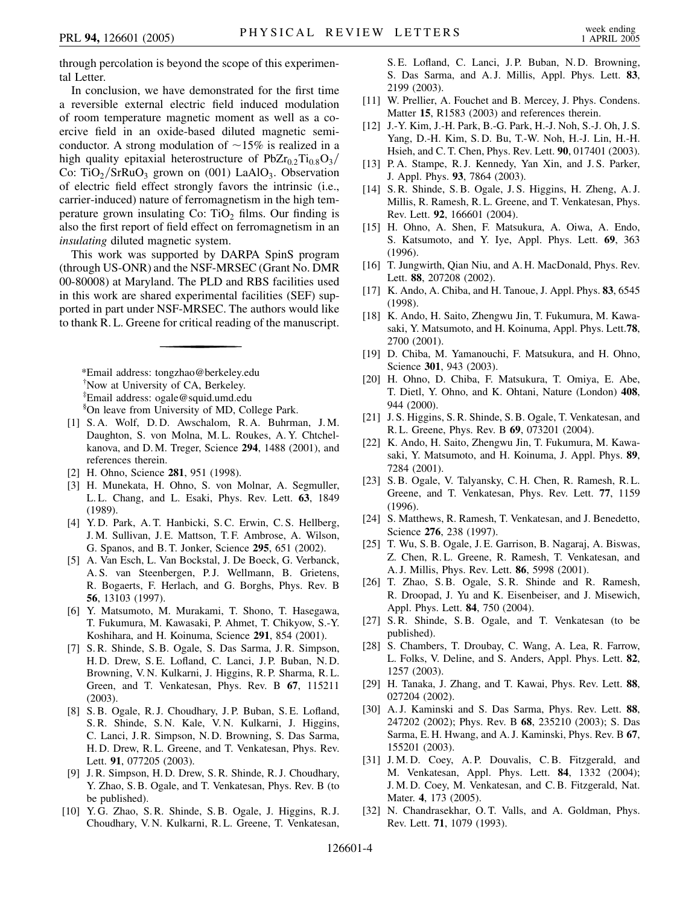through percolation is beyond the scope of this experimental Letter.

In conclusion, we have demonstrated for the first time a reversible external electric field induced modulation of room temperature magnetic moment as well as a coercive field in an oxide-based diluted magnetic semiconductor. A strong modulation of $\sim$15% is realized in a high quality epitaxial heterostructure of $PbZr_{0.2}Ti_{0.8}O_3$/Co: $TiO_2$/$SrRuO_3$ grown on (001) $LaAlO_3$. Observation of electric field effect strongly favors the intrinsic (i.e., carrier-induced) nature of ferromagnetism in the high temperature grown insulating Co: $TiO_2$ films. Our finding is also the first report of field effect on ferromagnetism in an *insulating* diluted magnetic system.

This work was supported by DARPA SpinS program (through US-ONR) and the NSF-MRSEC (Grant No. DMR 00-80008) at Maryland. The PLD and RBS facilities used in this work are shared experimental facilities (SEF) supported in part under NSF-MRSEC. The authors would like to thank R. L. Greene for critical reading of the manuscript.

---

*Email address: tongzhao@berkeley.edu

†Now at University of CA, Berkeley.

‡Email address: ogale@squid.umd.edu

§On leave from University of MD, College Park.

[1] S. A. Wolf, D. D. Awschalom, R. A. Buhrman, J. M. Daughton, S. von Molna, M. L. Roukes, A. Y. Chtchelkanova, and D. M. Treger, Science **294**, 1488 (2001), and references therein.

[2] H. Ohno, Science **281**, 951 (1998).

[3] H. Munekata, H. Ohno, S. von Molnar, A. Segmuller, L. L. Chang, and L. Esaki, Phys. Rev. Lett. **63**, 1849 (1989).

[4] Y. D. Park, A. T. Hanbicki, S. C. Erwin, C. S. Hellberg, J. M. Sullivan, J. E. Mattson, T. F. Ambrose, A. Wilson, G. Spanos, and B. T. Jonker, Science **295**, 651 (2002).

[5] A. Van Esch, L. Van Bockstal, J. De Boeck, G. Verbanck, A. S. van Steenbergen, P. J. Wellmann, B. Grietens, R. Bogaerts, F. Herlach, and G. Borghs, Phys. Rev. B **56**, 13103 (1997).

[6] Y. Matsumoto, M. Murakami, T. Shono, T. Hasegawa, T. Fukumura, M. Kawasaki, P. Ahmet, T. Chikyow, S.-Y. Koshihara, and H. Koinuma, Science **291**, 854 (2001).

[7] S. R. Shinde, S. B. Ogale, S. Das Sarma, J. R. Simpson, H. D. Drew, S. E. Lofland, C. Lanci, J. P. Buban, N. D. Browning, V. N. Kulkarni, J. Higgins, R. P. Sharma, R. L. Green, and T. Venkatesan, Phys. Rev. B **67**, 115211 (2003).

[8] S. B. Ogale, R. J. Choudhary, J. P. Buban, S. E. Lofland, S. R. Shinde, S. N. Kale, V. N. Kulkarni, J. Higgins, C. Lanci, J. R. Simpson, N. D. Browning, S. Das Sarma, H. D. Drew, R. L. Greene, and T. Venkatesan, Phys. Rev. Lett. **91**, 077205 (2003).

[9] J. R. Simpson, H. D. Drew, S. R. Shinde, R. J. Choudhary, Y. Zhao, S. B. Ogale, and T. Venkatesan, Phys. Rev. B (to be published).

[10] Y. G. Zhao, S. R. Shinde, S. B. Ogale, J. Higgins, R. J. Choudhary, V. N. Kulkarni, R. L. Greene, T. Venkatesan, S. E. Lofland, C. Lanci, J. P. Buban, N. D. Browning, S. Das Sarma, and A. J. Millis, Appl. Phys. Lett. **83**, 2199 (2003).

[11] W. Prellier, A. Fouchet and B. Mercey, J. Phys. Condens. Matter **15**, R1583 (2003) and references therein.

[12] J.-Y. Kim, J.-H. Park, B.-G. Park, H.-J. Noh, S.-J. Oh, J. S. Yang, D.-H. Kim, S. D. Bu, T.-W. Noh, H.-J. Lin, H.-H. Hsieh, and C. T. Chen, Phys. Rev. Lett. **90**, 017401 (2003).

[13] P. A. Stampe, R. J. Kennedy, Yan Xin, and J. S. Parker, J. Appl. Phys. **93**, 7864 (2003).

[14] S. R. Shinde, S. B. Ogale, J. S. Higgins, H. Zheng, A. J. Millis, R. Ramesh, R. L. Greene, and T. Venkatesan, Phys. Rev. Lett. **92**, 166601 (2004).

[15] H. Ohno, A. Shen, F. Matsukura, A. Oiwa, A. Endo, S. Katsumoto, and Y. Iye, Appl. Phys. Lett. **69**, 363 (1996).

[16] T. Jungwirth, Qian Niu, and A. H. MacDonald, Phys. Rev. Lett. **88**, 207208 (2002).

[17] K. Ando, A. Chiba, and H. Tanoue, J. Appl. Phys. **83**, 6545 (1998).

[18] K. Ando, H. Saito, Zhengwu Jin, T. Fukumura, M. Kawasaki, Y. Matsumoto, and H. Koinuma, Appl. Phys. Lett.**78**, 2700 (2001).

[19] D. Chiba, M. Yamanouchi, F. Matsukura, and H. Ohno, Science **301**, 943 (2003).

[20] H. Ohno, D. Chiba, F. Matsukura, T. Omiya, E. Abe, T. Dietl, Y. Ohno, and K. Ohtani, Nature (London) **408**, 944 (2000).

[21] J. S. Higgins, S. R. Shinde, S. B. Ogale, T. Venkatesan, and R. L. Greene, Phys. Rev. B **69**, 073201 (2004).

[22] K. Ando, H. Saito, Zhengwu Jin, T. Fukumura, M. Kawasaki, Y. Matsumoto, and H. Koinuma, J. Appl. Phys. **89**, 7284 (2001).

[23] S. B. Ogale, V. Talyansky, C. H. Chen, R. Ramesh, R. L. Greene, and T. Venkatesan, Phys. Rev. Lett. **77**, 1159 (1996).

[24] S. Matthews, R. Ramesh, T. Venkatesan, and J. Benedetto, Science **276**, 238 (1997).

[25] T. Wu, S. B. Ogale, J. E. Garrison, B. Nagaraj, A. Biswas, Z. Chen, R. L. Greene, R. Ramesh, T. Venkatesan, and A. J. Millis, Phys. Rev. Lett. **86**, 5998 (2001).

[26] T. Zhao, S. B. Ogale, S. R. Shinde and R. Ramesh, R. Droopad, J. Yu and K. Eisenbeiser, and J. Misewich, Appl. Phys. Lett. **84**, 750 (2004).

[27] S. R. Shinde, S. B. Ogale, and T. Venkatesan (to be published).

[28] S. Chambers, T. Droubay, C. Wang, A. Lea, R. Farrow, L. Folks, V. Deline, and S. Anders, Appl. Phys. Lett. **82**, 1257 (2003).

[29] H. Tanaka, J. Zhang, and T. Kawai, Phys. Rev. Lett. **88**, 027204 (2002).

[30] A. J. Kaminski and S. Das Sarma, Phys. Rev. Lett. **88**, 247202 (2002); Phys. Rev. B **68**, 235210 (2003); S. Das Sarma, E. H. Hwang, and A. J. Kaminski, Phys. Rev. B **67**, 155201 (2003).

[31] J. M. D. Coey, A. P. Douvalis, C. B. Fitzgerald, and M. Venkatesan, Appl. Phys. Lett. **84**, 1332 (2004); J. M. D. Coey, M. Venkatesan, and C. B. Fitzgerald, Nat. Mater. **4**, 173 (2005).

[32] N. Chandrasekhar, O. T. Valls, and A. Goldman, Phys. Rev. Lett. **71**, 1079 (1993).